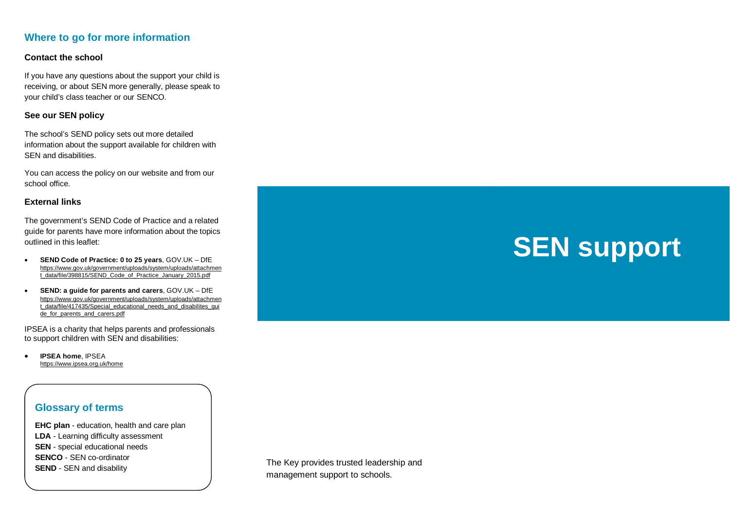## Where to go for more information

### Contact the school

If you have any questions about the support your child is receiving, or about SEN more generally, please speak to your child's class teacher or our SENCO.

### See our SEN policy

The school's SEND policy sets out more detailed information about the support available for children with SEN and disabilities.

You can access the policy on our website and from our school office.

### External links

The government's SEND Code of Practice and a related guide for parents have more information about the topics outlined in this leaflet:

- **SEND Code of Practice: 0 to 25 years**, GOV.UK – DfE https://www.gov.uk/government/uploads/system/uploads/attachment_data/file/398815/SEND_Code_of_Practice_January_2015.pdf
- **SEND: a guide for parents and carers**, GOV.UK – DfE https://www.gov.uk/government/uploads/system/uploads/attachment_data/file/417435/Special_educational_needs_and_disabilites_guide_for_parents_and_carers.pdf

IPSEA is a charity that helps parents and professionals to support children with SEN and disabilities:

- **IPSEA home**, IPSEA https://www.ipsea.org.uk/home

## Glossary of terms

**EHC plan** - education, health and care plan
**LDA** - Learning difficulty assessment
**SEN** - special educational needs
**SENCO** - SEN co-ordinator
**SEND** - SEN and disability

# SEN support

The Key provides trusted leadership and management support to schools.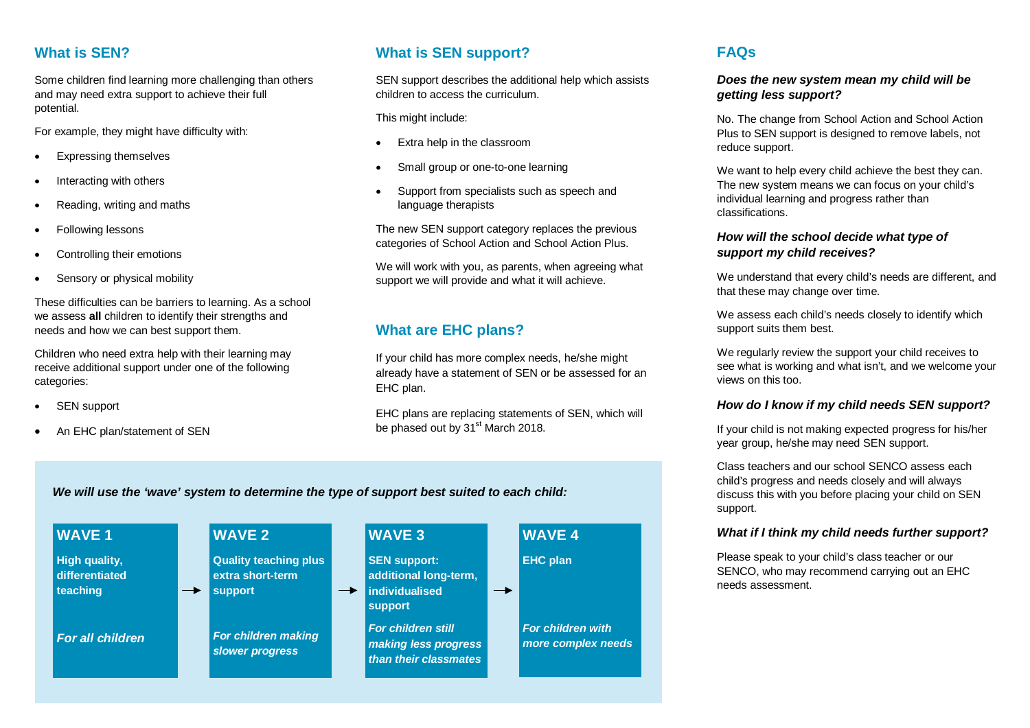## What is SEN?

Some children find learning more challenging than others and may need extra support to achieve their full potential.

For example, they might have difficulty with:

- Expressing themselves
- Interacting with others
- Reading, writing and maths
- Following lessons
- Controlling their emotions
- Sensory or physical mobility

These difficulties can be barriers to learning. As a school we assess **all** children to identify their strengths and needs and how we can best support them.

Children who need extra help with their learning may receive additional support under one of the following categories:

- SEN support
- An EHC plan/statement of SEN

## What is SEN support?

SEN support describes the additional help which assists children to access the curriculum.

This might include:

- Extra help in the classroom
- Small group or one-to-one learning
- Support from specialists such as speech and language therapists

The new SEN support category replaces the previous categories of School Action and School Action Plus.

We will work with you, as parents, when agreeing what support we will provide and what it will achieve.

## What are EHC plans?

If your child has more complex needs, he/she might already have a statement of SEN or be assessed for an EHC plan.

EHC plans are replacing statements of SEN, which will be phased out by 31st March 2018.

***We will use the 'wave' system to determine the type of support best suited to each child:***

**WAVE 1**
**High quality, differentiated teaching**
***For all children***

→

**WAVE 2**
**Quality teaching plus extra short-term support**
***For children making slower progress***

→

**WAVE 3**
**SEN support: additional long-term, individualised support**
***For children still making less progress than their classmates***

→

**WAVE 4**
**EHC plan**
***For children with more complex needs***

## FAQs

### *Does the new system mean my child will be getting less support?*

No. The change from School Action and School Action Plus to SEN support is designed to remove labels, not reduce support.

We want to help every child achieve the best they can. The new system means we can focus on your child's individual learning and progress rather than classifications.

### *How will the school decide what type of support my child receives?*

We understand that every child's needs are different, and that these may change over time.

We assess each child's needs closely to identify which support suits them best.

We regularly review the support your child receives to see what is working and what isn't, and we welcome your views on this too.

### *How do I know if my child needs SEN support?*

If your child is not making expected progress for his/her year group, he/she may need SEN support.

Class teachers and our school SENCO assess each child's progress and needs closely and will always discuss this with you before placing your child on SEN support.

### *What if I think my child needs further support?*

Please speak to your child's class teacher or our SENCO, who may recommend carrying out an EHC needs assessment.